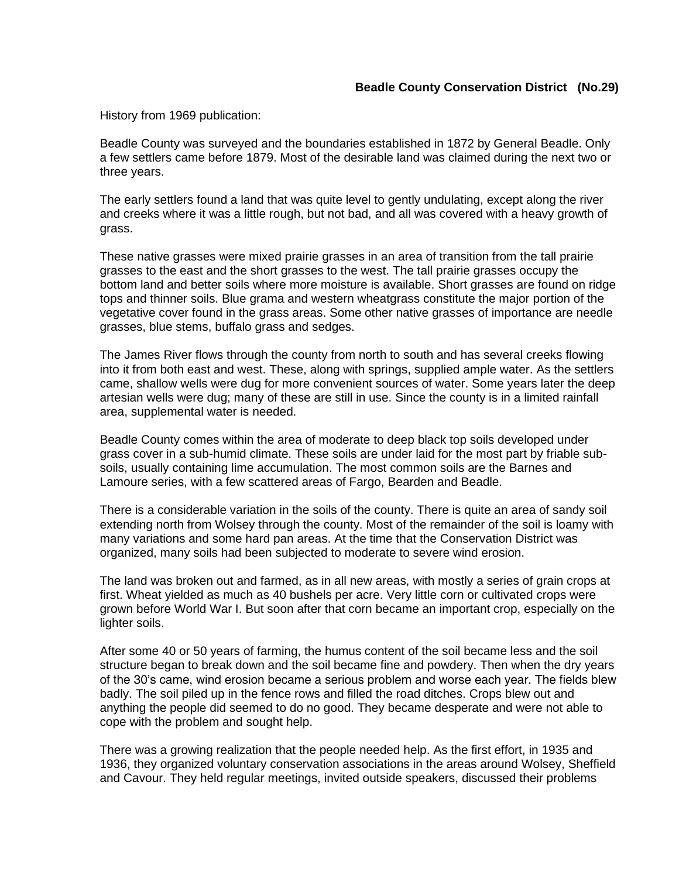**Beadle County Conservation District (No.29)**

History from 1969 publication:

Beadle County was surveyed and the boundaries established in 1872 by General Beadle. Only a few settlers came before 1879. Most of the desirable land was claimed during the next two or three years.

The early settlers found a land that was quite level to gently undulating, except along the river and creeks where it was a little rough, but not bad, and all was covered with a heavy growth of grass.

These native grasses were mixed prairie grasses in an area of transition from the tall prairie grasses to the east and the short grasses to the west. The tall prairie grasses occupy the bottom land and better soils where more moisture is available. Short grasses are found on ridge tops and thinner soils. Blue grama and western wheatgrass constitute the major portion of the vegetative cover found in the grass areas. Some other native grasses of importance are needle grasses, blue stems, buffalo grass and sedges.

The James River flows through the county from north to south and has several creeks flowing into it from both east and west. These, along with springs, supplied ample water. As the settlers came, shallow wells were dug for more convenient sources of water. Some years later the deep artesian wells were dug; many of these are still in use. Since the county is in a limited rainfall area, supplemental water is needed.

Beadle County comes within the area of moderate to deep black top soils developed under grass cover in a sub-humid climate. These soils are under laid for the most part by friable sub-soils, usually containing lime accumulation. The most common soils are the Barnes and Lamoure series, with a few scattered areas of Fargo, Bearden and Beadle.

There is a considerable variation in the soils of the county. There is quite an area of sandy soil extending north from Wolsey through the county. Most of the remainder of the soil is loamy with many variations and some hard pan areas. At the time that the Conservation District was organized, many soils had been subjected to moderate to severe wind erosion.

The land was broken out and farmed, as in all new areas, with mostly a series of grain crops at first. Wheat yielded as much as 40 bushels per acre. Very little corn or cultivated crops were grown before World War I. But soon after that corn became an important crop, especially on the lighter soils.

After some 40 or 50 years of farming, the humus content of the soil became less and the soil structure began to break down and the soil became fine and powdery. Then when the dry years of the 30's came, wind erosion became a serious problem and worse each year. The fields blew badly. The soil piled up in the fence rows and filled the road ditches. Crops blew out and anything the people did seemed to do no good. They became desperate and were not able to cope with the problem and sought help.

There was a growing realization that the people needed help. As the first effort, in 1935 and 1936, they organized voluntary conservation associations in the areas around Wolsey, Sheffield and Cavour. They held regular meetings, invited outside speakers, discussed their problems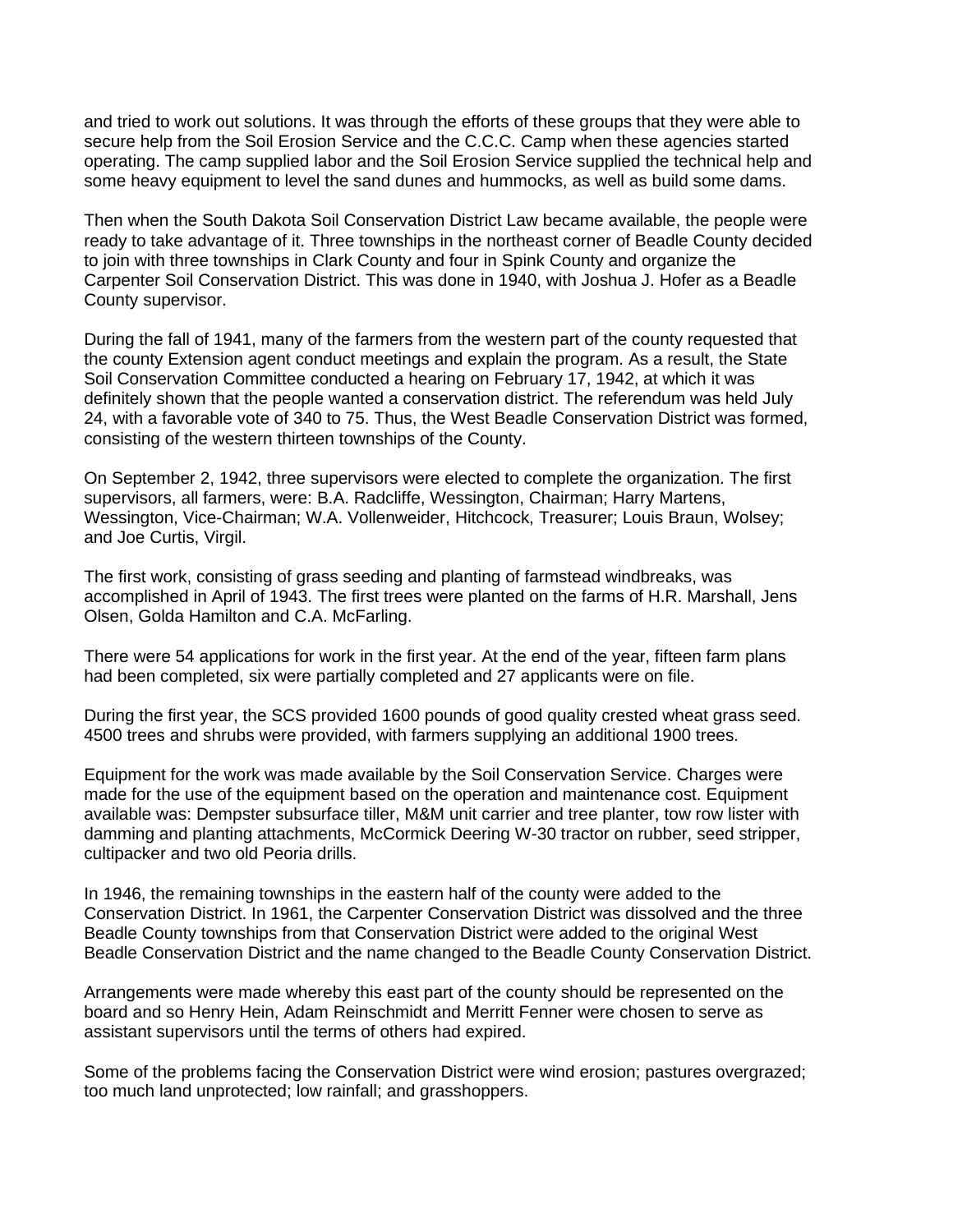and tried to work out solutions. It was through the efforts of these groups that they were able to secure help from the Soil Erosion Service and the C.C.C. Camp when these agencies started operating. The camp supplied labor and the Soil Erosion Service supplied the technical help and some heavy equipment to level the sand dunes and hummocks, as well as build some dams.

Then when the South Dakota Soil Conservation District Law became available, the people were ready to take advantage of it. Three townships in the northeast corner of Beadle County decided to join with three townships in Clark County and four in Spink County and organize the Carpenter Soil Conservation District. This was done in 1940, with Joshua J. Hofer as a Beadle County supervisor.

During the fall of 1941, many of the farmers from the western part of the county requested that the county Extension agent conduct meetings and explain the program. As a result, the State Soil Conservation Committee conducted a hearing on February 17, 1942, at which it was definitely shown that the people wanted a conservation district. The referendum was held July 24, with a favorable vote of 340 to 75. Thus, the West Beadle Conservation District was formed, consisting of the western thirteen townships of the County.

On September 2, 1942, three supervisors were elected to complete the organization. The first supervisors, all farmers, were: B.A. Radcliffe, Wessington, Chairman; Harry Martens, Wessington, Vice-Chairman; W.A. Vollenweider, Hitchcock, Treasurer; Louis Braun, Wolsey; and Joe Curtis, Virgil.

The first work, consisting of grass seeding and planting of farmstead windbreaks, was accomplished in April of 1943. The first trees were planted on the farms of H.R. Marshall, Jens Olsen, Golda Hamilton and C.A. McFarling.

There were 54 applications for work in the first year. At the end of the year, fifteen farm plans had been completed, six were partially completed and 27 applicants were on file.

During the first year, the SCS provided 1600 pounds of good quality crested wheat grass seed. 4500 trees and shrubs were provided, with farmers supplying an additional 1900 trees.

Equipment for the work was made available by the Soil Conservation Service. Charges were made for the use of the equipment based on the operation and maintenance cost. Equipment available was: Dempster subsurface tiller, M&M unit carrier and tree planter, tow row lister with damming and planting attachments, McCormick Deering W-30 tractor on rubber, seed stripper, cultipacker and two old Peoria drills.

In 1946, the remaining townships in the eastern half of the county were added to the Conservation District. In 1961, the Carpenter Conservation District was dissolved and the three Beadle County townships from that Conservation District were added to the original West Beadle Conservation District and the name changed to the Beadle County Conservation District.

Arrangements were made whereby this east part of the county should be represented on the board and so Henry Hein, Adam Reinschmidt and Merritt Fenner were chosen to serve as assistant supervisors until the terms of others had expired.

Some of the problems facing the Conservation District were wind erosion; pastures overgrazed; too much land unprotected; low rainfall; and grasshoppers.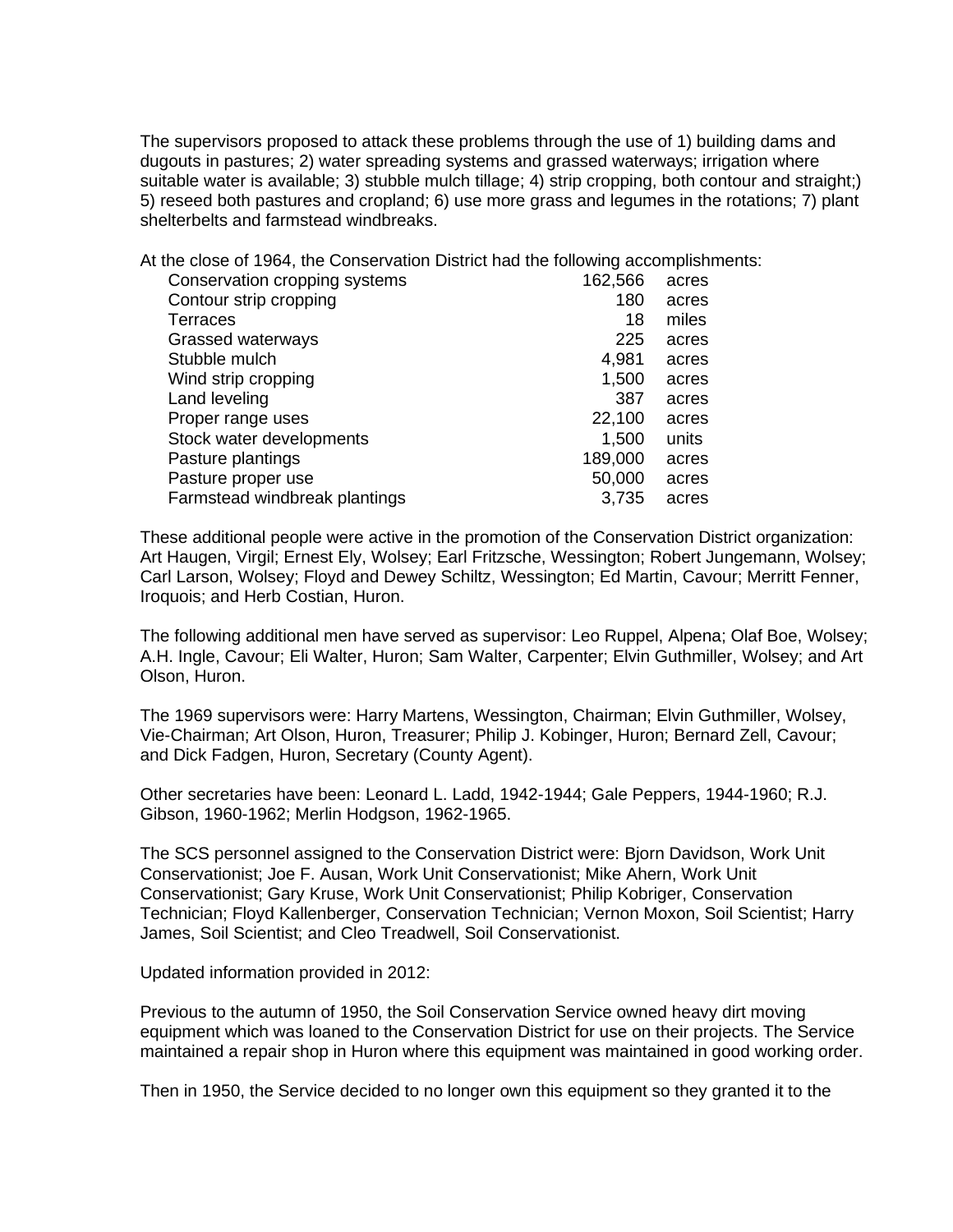The supervisors proposed to attack these problems through the use of 1) building dams and dugouts in pastures; 2) water spreading systems and grassed waterways; irrigation where suitable water is available; 3) stubble mulch tillage; 4) strip cropping, both contour and straight;) 5) reseed both pastures and cropland; 6) use more grass and legumes in the rotations; 7) plant shelterbelts and farmstead windbreaks.

At the close of 1964, the Conservation District had the following accomplishments:

| | | |
|---|---|---|
| Conservation cropping systems | 162,566 | acres |
| Contour strip cropping | 180 | acres |
| Terraces | 18 | miles |
| Grassed waterways | 225 | acres |
| Stubble mulch | 4,981 | acres |
| Wind strip cropping | 1,500 | acres |
| Land leveling | 387 | acres |
| Proper range uses | 22,100 | acres |
| Stock water developments | 1,500 | units |
| Pasture plantings | 189,000 | acres |
| Pasture proper use | 50,000 | acres |
| Farmstead windbreak plantings | 3,735 | acres |

These additional people were active in the promotion of the Conservation District organization: Art Haugen, Virgil; Ernest Ely, Wolsey; Earl Fritzsche, Wessington; Robert Jungemann, Wolsey; Carl Larson, Wolsey; Floyd and Dewey Schiltz, Wessington; Ed Martin, Cavour; Merritt Fenner, Iroquois; and Herb Costian, Huron.

The following additional men have served as supervisor: Leo Ruppel, Alpena; Olaf Boe, Wolsey; A.H. Ingle, Cavour; Eli Walter, Huron; Sam Walter, Carpenter; Elvin Guthmiller, Wolsey; and Art Olson, Huron.

The 1969 supervisors were: Harry Martens, Wessington, Chairman; Elvin Guthmiller, Wolsey, Vie-Chairman; Art Olson, Huron, Treasurer; Philip J. Kobinger, Huron; Bernard Zell, Cavour; and Dick Fadgen, Huron, Secretary (County Agent).

Other secretaries have been: Leonard L. Ladd, 1942-1944; Gale Peppers, 1944-1960; R.J. Gibson, 1960-1962; Merlin Hodgson, 1962-1965.

The SCS personnel assigned to the Conservation District were: Bjorn Davidson, Work Unit Conservationist; Joe F. Ausan, Work Unit Conservationist; Mike Ahern, Work Unit Conservationist; Gary Kruse, Work Unit Conservationist; Philip Kobriger, Conservation Technician; Floyd Kallenberger, Conservation Technician; Vernon Moxon, Soil Scientist; Harry James, Soil Scientist; and Cleo Treadwell, Soil Conservationist.

Updated information provided in 2012:

Previous to the autumn of 1950, the Soil Conservation Service owned heavy dirt moving equipment which was loaned to the Conservation District for use on their projects. The Service maintained a repair shop in Huron where this equipment was maintained in good working order.

Then in 1950, the Service decided to no longer own this equipment so they granted it to the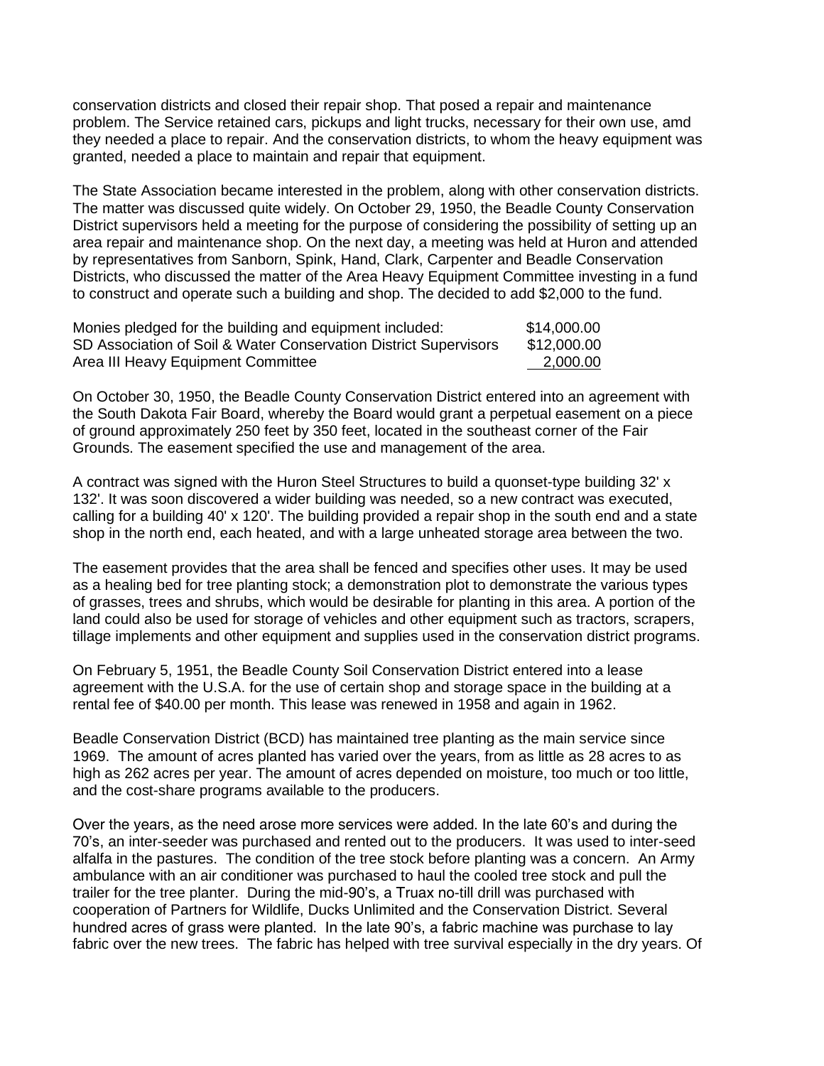conservation districts and closed their repair shop. That posed a repair and maintenance problem. The Service retained cars, pickups and light trucks, necessary for their own use, amd they needed a place to repair. And the conservation districts, to whom the heavy equipment was granted, needed a place to maintain and repair that equipment.

The State Association became interested in the problem, along with other conservation districts. The matter was discussed quite widely. On October 29, 1950, the Beadle County Conservation District supervisors held a meeting for the purpose of considering the possibility of setting up an area repair and maintenance shop. On the next day, a meeting was held at Huron and attended by representatives from Sanborn, Spink, Hand, Clark, Carpenter and Beadle Conservation Districts, who discussed the matter of the Area Heavy Equipment Committee investing in a fund to construct and operate such a building and shop. The decided to add $2,000 to the fund.

| | |
|---|---|
| Monies pledged for the building and equipment included: | $14,000.00 |
| SD Association of Soil & Water Conservation District Supervisors | $12,000.00 |
| Area III Heavy Equipment Committee | 2,000.00 |

On October 30, 1950, the Beadle County Conservation District entered into an agreement with the South Dakota Fair Board, whereby the Board would grant a perpetual easement on a piece of ground approximately 250 feet by 350 feet, located in the southeast corner of the Fair Grounds. The easement specified the use and management of the area.

A contract was signed with the Huron Steel Structures to build a quonset-type building 32' x 132'. It was soon discovered a wider building was needed, so a new contract was executed, calling for a building 40' x 120'. The building provided a repair shop in the south end and a state shop in the north end, each heated, and with a large unheated storage area between the two.

The easement provides that the area shall be fenced and specifies other uses. It may be used as a healing bed for tree planting stock; a demonstration plot to demonstrate the various types of grasses, trees and shrubs, which would be desirable for planting in this area. A portion of the land could also be used for storage of vehicles and other equipment such as tractors, scrapers, tillage implements and other equipment and supplies used in the conservation district programs.

On February 5, 1951, the Beadle County Soil Conservation District entered into a lease agreement with the U.S.A. for the use of certain shop and storage space in the building at a rental fee of $40.00 per month. This lease was renewed in 1958 and again in 1962.

Beadle Conservation District (BCD) has maintained tree planting as the main service since 1969. The amount of acres planted has varied over the years, from as little as 28 acres to as high as 262 acres per year. The amount of acres depended on moisture, too much or too little, and the cost-share programs available to the producers.

Over the years, as the need arose more services were added. In the late 60's and during the 70's, an inter-seeder was purchased and rented out to the producers. It was used to inter-seed alfalfa in the pastures. The condition of the tree stock before planting was a concern. An Army ambulance with an air conditioner was purchased to haul the cooled tree stock and pull the trailer for the tree planter. During the mid-90's, a Truax no-till drill was purchased with cooperation of Partners for Wildlife, Ducks Unlimited and the Conservation District. Several hundred acres of grass were planted. In the late 90's, a fabric machine was purchase to lay fabric over the new trees. The fabric has helped with tree survival especially in the dry years. Of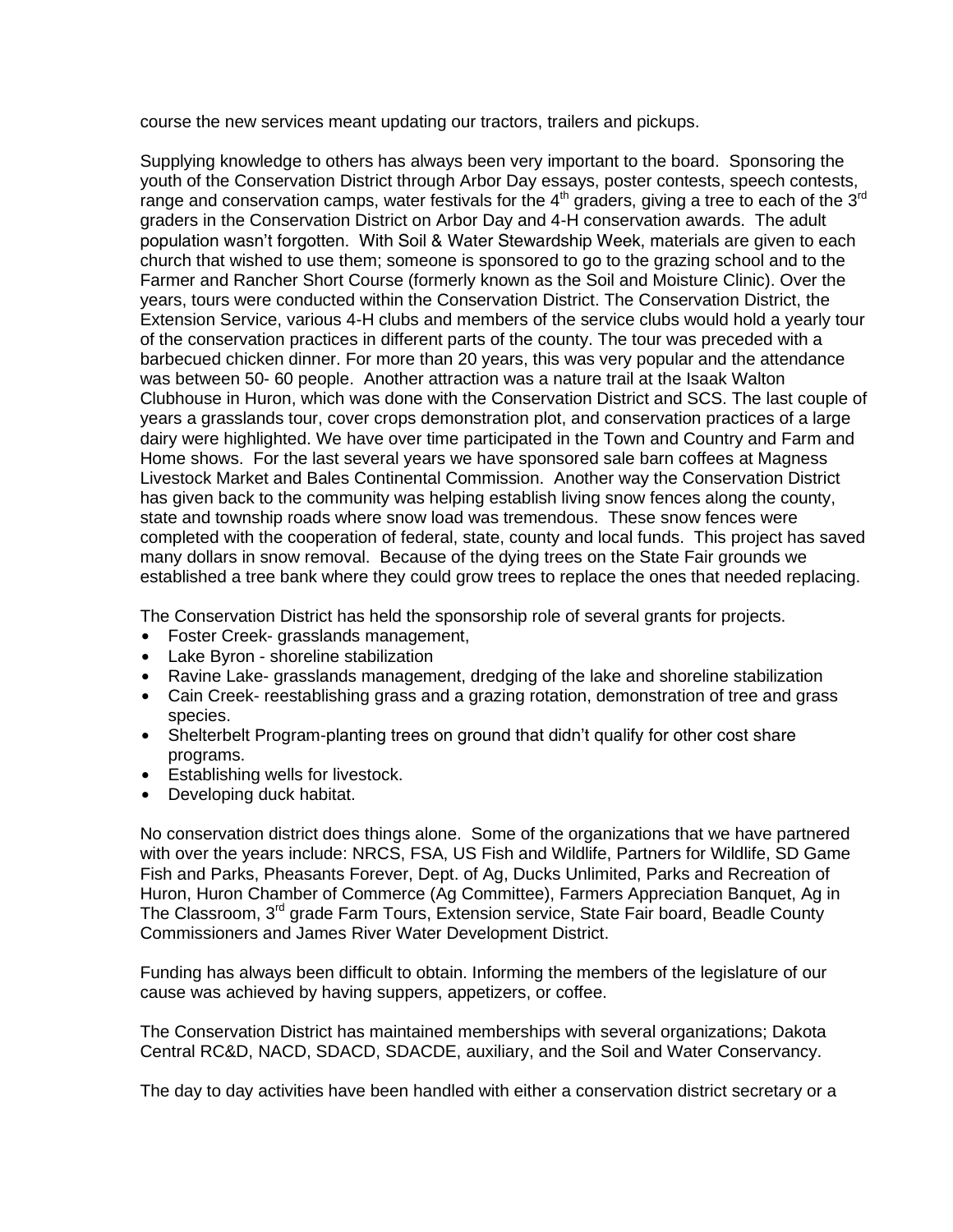course the new services meant updating our tractors, trailers and pickups.

Supplying knowledge to others has always been very important to the board. Sponsoring the youth of the Conservation District through Arbor Day essays, poster contests, speech contests, range and conservation camps, water festivals for the 4th graders, giving a tree to each of the 3rd graders in the Conservation District on Arbor Day and 4-H conservation awards. The adult population wasn't forgotten. With Soil & Water Stewardship Week, materials are given to each church that wished to use them; someone is sponsored to go to the grazing school and to the Farmer and Rancher Short Course (formerly known as the Soil and Moisture Clinic). Over the years, tours were conducted within the Conservation District. The Conservation District, the Extension Service, various 4-H clubs and members of the service clubs would hold a yearly tour of the conservation practices in different parts of the county. The tour was preceded with a barbecued chicken dinner. For more than 20 years, this was very popular and the attendance was between 50- 60 people. Another attraction was a nature trail at the Isaak Walton Clubhouse in Huron, which was done with the Conservation District and SCS. The last couple of years a grasslands tour, cover crops demonstration plot, and conservation practices of a large dairy were highlighted. We have over time participated in the Town and Country and Farm and Home shows. For the last several years we have sponsored sale barn coffees at Magness Livestock Market and Bales Continental Commission. Another way the Conservation District has given back to the community was helping establish living snow fences along the county, state and township roads where snow load was tremendous. These snow fences were completed with the cooperation of federal, state, county and local funds. This project has saved many dollars in snow removal. Because of the dying trees on the State Fair grounds we established a tree bank where they could grow trees to replace the ones that needed replacing.

The Conservation District has held the sponsorship role of several grants for projects.

- Foster Creek- grasslands management,
- Lake Byron - shoreline stabilization
- Ravine Lake- grasslands management, dredging of the lake and shoreline stabilization
- Cain Creek- reestablishing grass and a grazing rotation, demonstration of tree and grass species.
- Shelterbelt Program-planting trees on ground that didn't qualify for other cost share programs.
- Establishing wells for livestock.
- Developing duck habitat.

No conservation district does things alone. Some of the organizations that we have partnered with over the years include: NRCS, FSA, US Fish and Wildlife, Partners for Wildlife, SD Game Fish and Parks, Pheasants Forever, Dept. of Ag, Ducks Unlimited, Parks and Recreation of Huron, Huron Chamber of Commerce (Ag Committee), Farmers Appreciation Banquet, Ag in The Classroom, 3rd grade Farm Tours, Extension service, State Fair board, Beadle County Commissioners and James River Water Development District.

Funding has always been difficult to obtain. Informing the members of the legislature of our cause was achieved by having suppers, appetizers, or coffee.

The Conservation District has maintained memberships with several organizations; Dakota Central RC&D, NACD, SDACD, SDACDE, auxiliary, and the Soil and Water Conservancy.

The day to day activities have been handled with either a conservation district secretary or a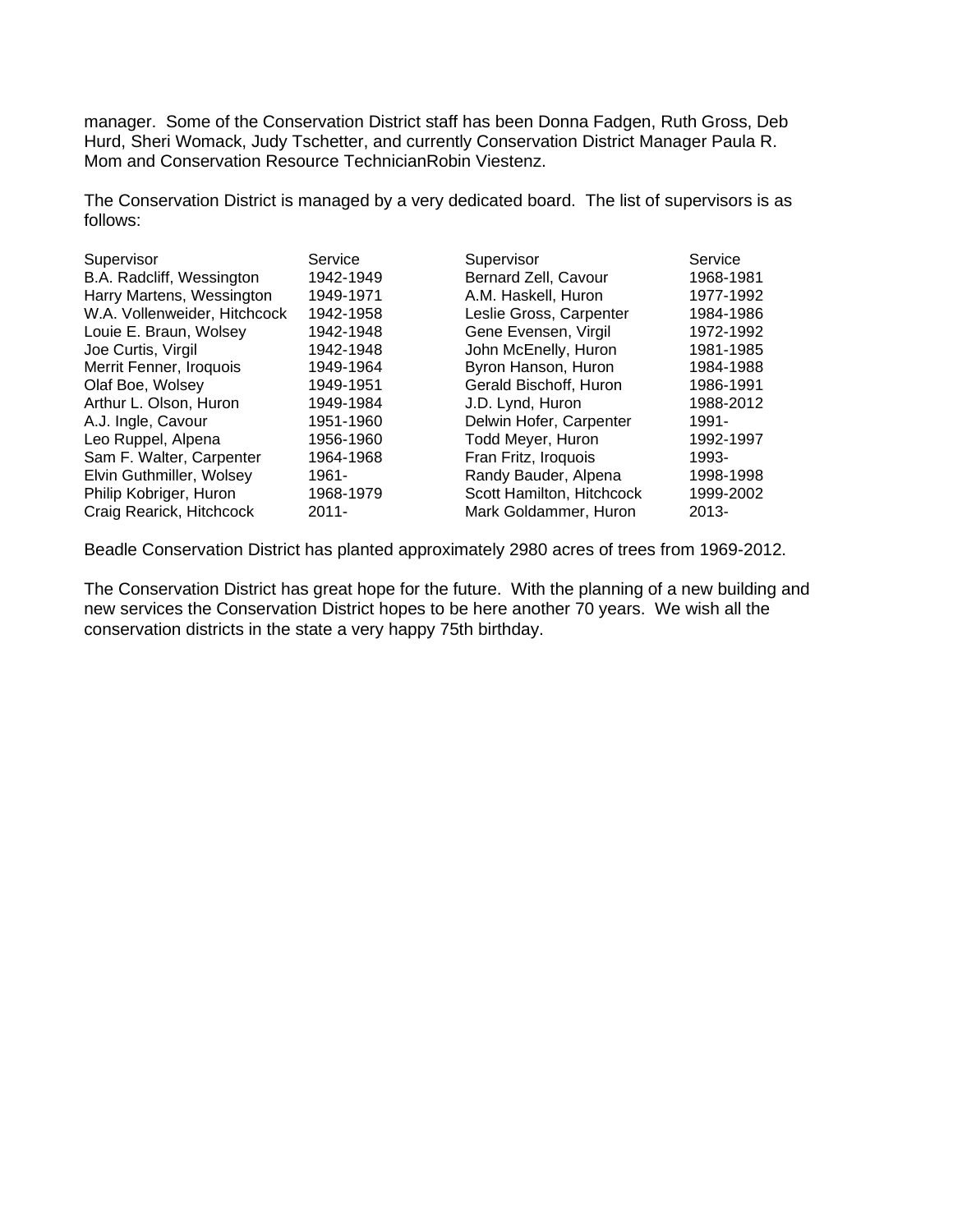manager. Some of the Conservation District staff has been Donna Fadgen, Ruth Gross, Deb Hurd, Sheri Womack, Judy Tschetter, and currently Conservation District Manager Paula R. Mom and Conservation Resource TechnicianRobin Viestenz.

The Conservation District is managed by a very dedicated board. The list of supervisors is as follows:

| Supervisor | Service | Supervisor | Service |
|---|---|---|---|
| B.A. Radcliff, Wessington | 1942-1949 | Bernard Zell, Cavour | 1968-1981 |
| Harry Martens, Wessington | 1949-1971 | A.M. Haskell, Huron | 1977-1992 |
| W.A. Vollenweider, Hitchcock | 1942-1958 | Leslie Gross, Carpenter | 1984-1986 |
| Louie E. Braun, Wolsey | 1942-1948 | Gene Evensen, Virgil | 1972-1992 |
| Joe Curtis, Virgil | 1942-1948 | John McEnelly, Huron | 1981-1985 |
| Merrit Fenner, Iroquois | 1949-1964 | Byron Hanson, Huron | 1984-1988 |
| Olaf Boe, Wolsey | 1949-1951 | Gerald Bischoff, Huron | 1986-1991 |
| Arthur L. Olson, Huron | 1949-1984 | J.D. Lynd, Huron | 1988-2012 |
| A.J. Ingle, Cavour | 1951-1960 | Delwin Hofer, Carpenter | 1991- |
| Leo Ruppel, Alpena | 1956-1960 | Todd Meyer, Huron | 1992-1997 |
| Sam F. Walter, Carpenter | 1964-1968 | Fran Fritz, Iroquois | 1993- |
| Elvin Guthmiller, Wolsey | 1961- | Randy Bauder, Alpena | 1998-1998 |
| Philip Kobriger, Huron | 1968-1979 | Scott Hamilton, Hitchcock | 1999-2002 |
| Craig Rearick, Hitchcock | 2011- | Mark Goldammer, Huron | 2013- |

Beadle Conservation District has planted approximately 2980 acres of trees from 1969-2012.

The Conservation District has great hope for the future. With the planning of a new building and new services the Conservation District hopes to be here another 70 years. We wish all the conservation districts in the state a very happy 75th birthday.